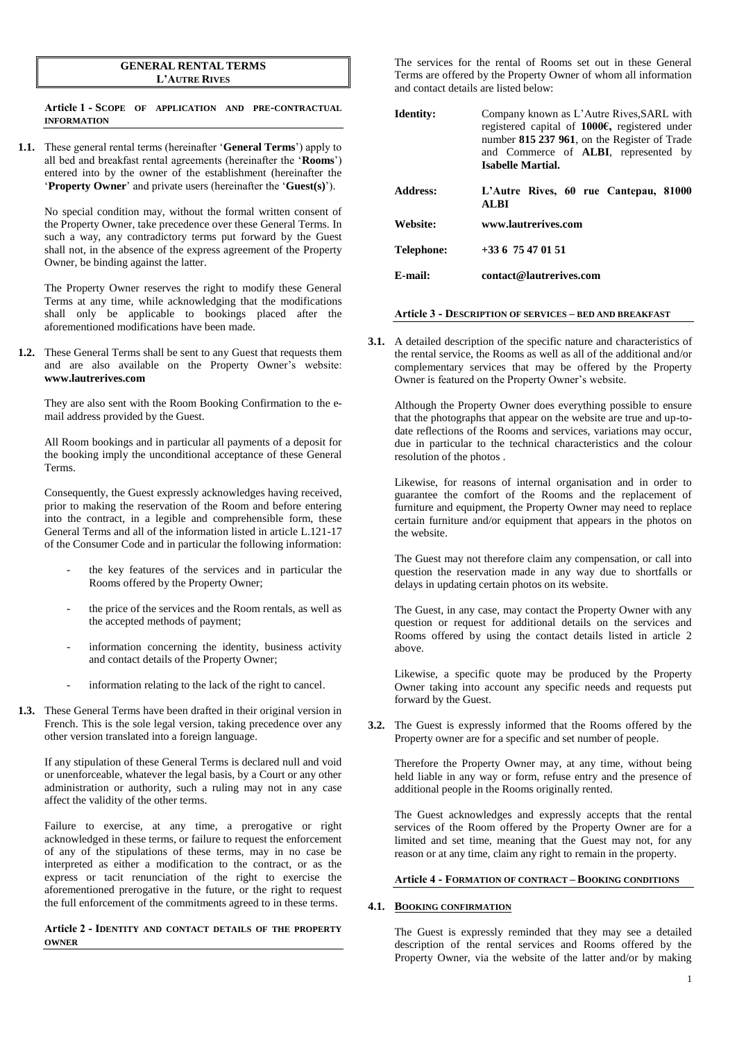# GENERAL RENTAL TERMS
# L'AUTRE RIVES

## Article 1 - SCOPE OF APPLICATION AND PRE-CONTRACTUAL INFORMATION

**1.1.** These general rental terms (hereinafter '**General Terms**') apply to all bed and breakfast rental agreements (hereinafter the '**Rooms**') entered into by the owner of the establishment (hereinafter the '**Property Owner**' and private users (hereinafter the '**Guest(s)**').

No special condition may, without the formal written consent of the Property Owner, take precedence over these General Terms. In such a way, any contradictory terms put forward by the Guest shall not, in the absence of the express agreement of the Property Owner, be binding against the latter.

The Property Owner reserves the right to modify these General Terms at any time, while acknowledging that the modifications shall only be applicable to bookings placed after the aforementioned modifications have been made.

**1.2.** These General Terms shall be sent to any Guest that requests them and are also available on the Property Owner's website: **www.lautrerives.com**

They are also sent with the Room Booking Confirmation to the e-mail address provided by the Guest.

All Room bookings and in particular all payments of a deposit for the booking imply the unconditional acceptance of these General Terms.

Consequently, the Guest expressly acknowledges having received, prior to making the reservation of the Room and before entering into the contract, in a legible and comprehensible form, these General Terms and all of the information listed in article L.121-17 of the Consumer Code and in particular the following information:

- the key features of the services and in particular the Rooms offered by the Property Owner;
- the price of the services and the Room rentals, as well as the accepted methods of payment;
- information concerning the identity, business activity and contact details of the Property Owner;
- information relating to the lack of the right to cancel.

**1.3.** These General Terms have been drafted in their original version in French. This is the sole legal version, taking precedence over any other version translated into a foreign language.

If any stipulation of these General Terms is declared null and void or unenforceable, whatever the legal basis, by a Court or any other administration or authority, such a ruling may not in any case affect the validity of the other terms.

Failure to exercise, at any time, a prerogative or right acknowledged in these terms, or failure to request the enforcement of any of the stipulations of these terms, may in no case be interpreted as either a modification to the contract, or as the express or tacit renunciation of the right to exercise the aforementioned prerogative in the future, or the right to request the full enforcement of the commitments agreed to in these terms.

## Article 2 - IDENTITY AND CONTACT DETAILS OF THE PROPERTY OWNER

The services for the rental of Rooms set out in these General Terms are offered by the Property Owner of whom all information and contact details are listed below:

| | |
|---|---|
| **Identity:** | Company known as L'Autre Rives,SARL with registered capital of **1000€,** registered under number **815 237 961**, on the Register of Trade and Commerce of **ALBI**, represented by **Isabelle Martial.** |
| **Address:** | **L'Autre Rives, 60 rue Cantepau, 81000 ALBI** |
| **Website:** | **www.lautrerives.com** |
| **Telephone:** | **+33 6 75 47 01 51** |
| **E-mail:** | **contact@lautrerives.com** |

## Article 3 - DESCRIPTION OF SERVICES – BED AND BREAKFAST

**3.1.** A detailed description of the specific nature and characteristics of the rental service, the Rooms as well as all of the additional and/or complementary services that may be offered by the Property Owner is featured on the Property Owner's website.

Although the Property Owner does everything possible to ensure that the photographs that appear on the website are true and up-to-date reflections of the Rooms and services, variations may occur, due in particular to the technical characteristics and the colour resolution of the photos .

Likewise, for reasons of internal organisation and in order to guarantee the comfort of the Rooms and the replacement of furniture and equipment, the Property Owner may need to replace certain furniture and/or equipment that appears in the photos on the website.

The Guest may not therefore claim any compensation, or call into question the reservation made in any way due to shortfalls or delays in updating certain photos on its website.

The Guest, in any case, may contact the Property Owner with any question or request for additional details on the services and Rooms offered by using the contact details listed in article 2 above.

Likewise, a specific quote may be produced by the Property Owner taking into account any specific needs and requests put forward by the Guest.

**3.2.** The Guest is expressly informed that the Rooms offered by the Property owner are for a specific and set number of people.

Therefore the Property Owner may, at any time, without being held liable in any way or form, refuse entry and the presence of additional people in the Rooms originally rented.

The Guest acknowledges and expressly accepts that the rental services of the Room offered by the Property Owner are for a limited and set time, meaning that the Guest may not, for any reason or at any time, claim any right to remain in the property.

## Article 4 - FORMATION OF CONTRACT – BOOKING CONDITIONS

### 4.1. BOOKING CONFIRMATION

The Guest is expressly reminded that they may see a detailed description of the rental services and Rooms offered by the Property Owner, via the website of the latter and/or by making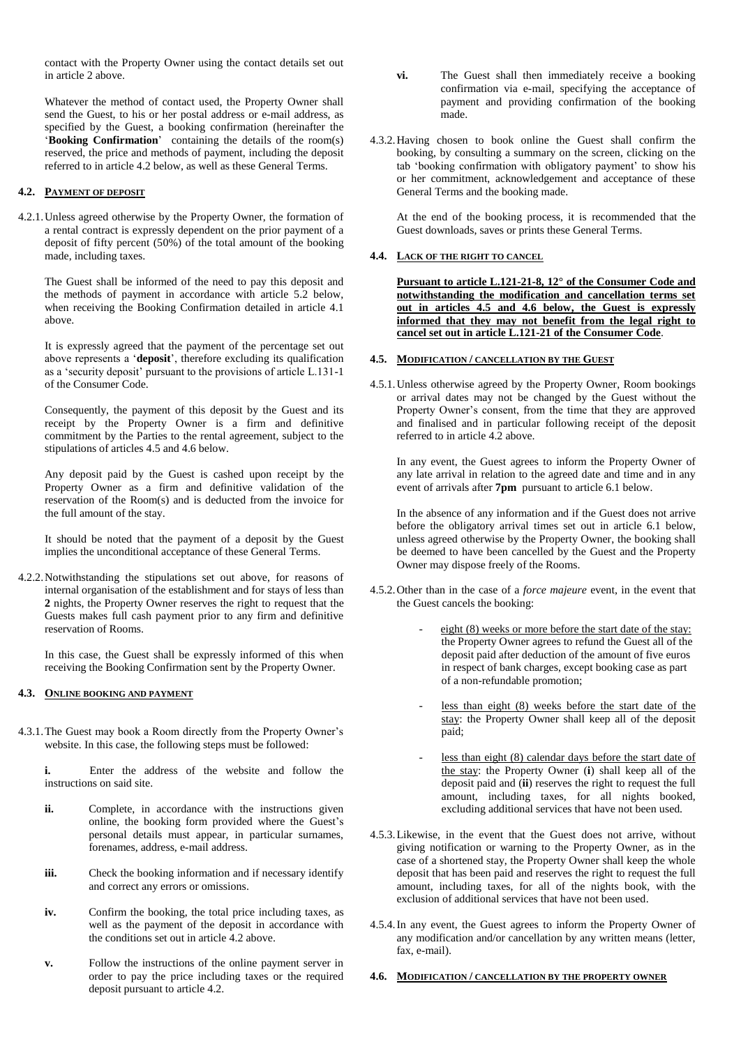contact with the Property Owner using the contact details set out in article 2 above.

Whatever the method of contact used, the Property Owner shall send the Guest, to his or her postal address or e-mail address, as specified by the Guest, a booking confirmation (hereinafter the '**Booking Confirmation**' containing the details of the room(s) reserved, the price and methods of payment, including the deposit referred to in article 4.2 below, as well as these General Terms.

### 4.2. PAYMENT OF DEPOSIT

4.2.1. Unless agreed otherwise by the Property Owner, the formation of a rental contract is expressly dependent on the prior payment of a deposit of fifty percent (50%) of the total amount of the booking made, including taxes.

The Guest shall be informed of the need to pay this deposit and the methods of payment in accordance with article 5.2 below, when receiving the Booking Confirmation detailed in article 4.1 above.

It is expressly agreed that the payment of the percentage set out above represents a '**deposit**', therefore excluding its qualification as a 'security deposit' pursuant to the provisions of article L.131-1 of the Consumer Code.

Consequently, the payment of this deposit by the Guest and its receipt by the Property Owner is a firm and definitive commitment by the Parties to the rental agreement, subject to the stipulations of articles 4.5 and 4.6 below.

Any deposit paid by the Guest is cashed upon receipt by the Property Owner as a firm and definitive validation of the reservation of the Room(s) and is deducted from the invoice for the full amount of the stay.

It should be noted that the payment of a deposit by the Guest implies the unconditional acceptance of these General Terms.

4.2.2. Notwithstanding the stipulations set out above, for reasons of internal organisation of the establishment and for stays of less than **2** nights, the Property Owner reserves the right to request that the Guests makes full cash payment prior to any firm and definitive reservation of Rooms.

In this case, the Guest shall be expressly informed of this when receiving the Booking Confirmation sent by the Property Owner.

### 4.3. ONLINE BOOKING AND PAYMENT

4.3.1. The Guest may book a Room directly from the Property Owner's website. In this case, the following steps must be followed:

**i.** Enter the address of the website and follow the instructions on said site.

**ii.** Complete, in accordance with the instructions given online, the booking form provided where the Guest's personal details must appear, in particular surnames, forenames, address, e-mail address.

**iii.** Check the booking information and if necessary identify and correct any errors or omissions.

**iv.** Confirm the booking, the total price including taxes, as well as the payment of the deposit in accordance with the conditions set out in article 4.2 above.

**v.** Follow the instructions of the online payment server in order to pay the price including taxes or the required deposit pursuant to article 4.2.

**vi.** The Guest shall then immediately receive a booking confirmation via e-mail, specifying the acceptance of payment and providing confirmation of the booking made.

4.3.2. Having chosen to book online the Guest shall confirm the booking, by consulting a summary on the screen, clicking on the tab 'booking confirmation with obligatory payment' to show his or her commitment, acknowledgement and acceptance of these General Terms and the booking made.

At the end of the booking process, it is recommended that the Guest downloads, saves or prints these General Terms.

### 4.4. LACK OF THE RIGHT TO CANCEL

**Pursuant to article L.121-21-8, 12° of the Consumer Code and notwithstanding the modification and cancellation terms set out in articles 4.5 and 4.6 below, the Guest is expressly informed that they may not benefit from the legal right to cancel set out in article L.121-21 of the Consumer Code**.

### 4.5. MODIFICATION / CANCELLATION BY THE GUEST

4.5.1. Unless otherwise agreed by the Property Owner, Room bookings or arrival dates may not be changed by the Guest without the Property Owner's consent, from the time that they are approved and finalised and in particular following receipt of the deposit referred to in article 4.2 above.

In any event, the Guest agrees to inform the Property Owner of any late arrival in relation to the agreed date and time and in any event of arrivals after **7pm** pursuant to article 6.1 below.

In the absence of any information and if the Guest does not arrive before the obligatory arrival times set out in article 6.1 below, unless agreed otherwise by the Property Owner, the booking shall be deemed to have been cancelled by the Guest and the Property Owner may dispose freely of the Rooms.

4.5.2. Other than in the case of a *force majeure* event, in the event that the Guest cancels the booking:

- eight (8) weeks or more before the start date of the stay: the Property Owner agrees to refund the Guest all of the deposit paid after deduction of the amount of five euros in respect of bank charges, except booking case as part of a non-refundable promotion;
- less than eight (8) weeks before the start date of the stay: the Property Owner shall keep all of the deposit paid;
- less than eight (8) calendar days before the start date of the stay: the Property Owner (**i**) shall keep all of the deposit paid and (**ii**) reserves the right to request the full amount, including taxes, for all nights booked, excluding additional services that have not been used.

4.5.3. Likewise, in the event that the Guest does not arrive, without giving notification or warning to the Property Owner, as in the case of a shortened stay, the Property Owner shall keep the whole deposit that has been paid and reserves the right to request the full amount, including taxes, for all of the nights book, with the exclusion of additional services that have not been used.

4.5.4. In any event, the Guest agrees to inform the Property Owner of any modification and/or cancellation by any written means (letter, fax, e-mail).

### 4.6. MODIFICATION / CANCELLATION BY THE PROPERTY OWNER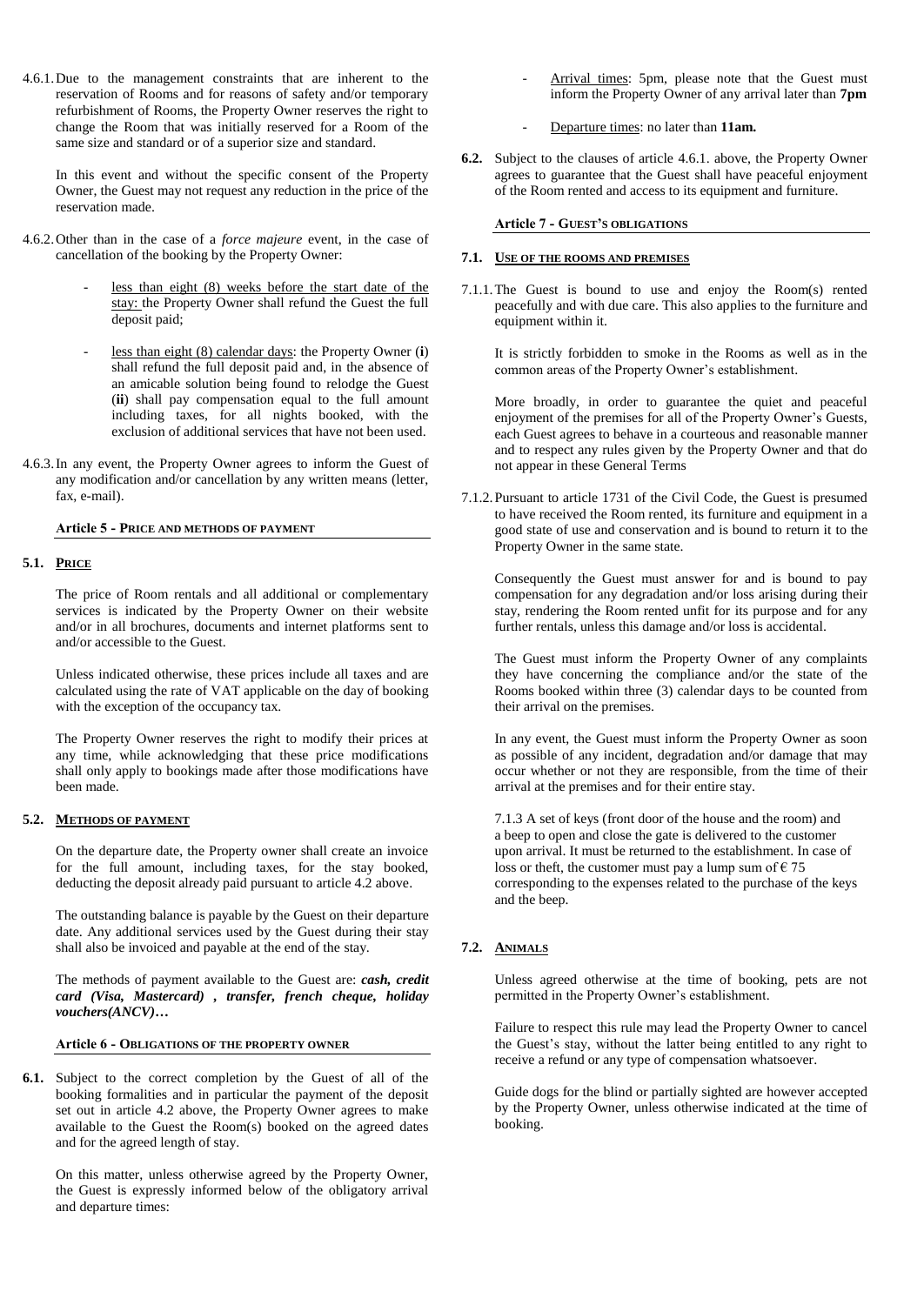4.6.1. Due to the management constraints that are inherent to the reservation of Rooms and for reasons of safety and/or temporary refurbishment of Rooms, the Property Owner reserves the right to change the Room that was initially reserved for a Room of the same size and standard or of a superior size and standard.

In this event and without the specific consent of the Property Owner, the Guest may not request any reduction in the price of the reservation made.

4.6.2. Other than in the case of a *force majeure* event, in the case of cancellation of the booking by the Property Owner:

- less than eight (8) weeks before the start date of the stay: the Property Owner shall refund the Guest the full deposit paid;
- less than eight (8) calendar days: the Property Owner (**i**) shall refund the full deposit paid and, in the absence of an amicable solution being found to relodge the Guest (**ii**) shall pay compensation equal to the full amount including taxes, for all nights booked, with the exclusion of additional services that have not been used.

4.6.3. In any event, the Property Owner agrees to inform the Guest of any modification and/or cancellation by any written means (letter, fax, e-mail).

## Article 5 - PRICE AND METHODS OF PAYMENT

### 5.1. PRICE

The price of Room rentals and all additional or complementary services is indicated by the Property Owner on their website and/or in all brochures, documents and internet platforms sent to and/or accessible to the Guest.

Unless indicated otherwise, these prices include all taxes and are calculated using the rate of VAT applicable on the day of booking with the exception of the occupancy tax.

The Property Owner reserves the right to modify their prices at any time, while acknowledging that these price modifications shall only apply to bookings made after those modifications have been made.

### 5.2. METHODS OF PAYMENT

On the departure date, the Property owner shall create an invoice for the full amount, including taxes, for the stay booked, deducting the deposit already paid pursuant to article 4.2 above.

The outstanding balance is payable by the Guest on their departure date. Any additional services used by the Guest during their stay shall also be invoiced and payable at the end of the stay.

The methods of payment available to the Guest are: ***cash, credit card (Visa, Mastercard) , transfer, french cheque, holiday vouchers(ANCV)…***

## Article 6 - OBLIGATIONS OF THE PROPERTY OWNER

**6.1.** Subject to the correct completion by the Guest of all of the booking formalities and in particular the payment of the deposit set out in article 4.2 above, the Property Owner agrees to make available to the Guest the Room(s) booked on the agreed dates and for the agreed length of stay.

On this matter, unless otherwise agreed by the Property Owner, the Guest is expressly informed below of the obligatory arrival and departure times:

- Arrival times: 5pm, please note that the Guest must inform the Property Owner of any arrival later than **7pm**
- Departure times: no later than **11am.**

**6.2.** Subject to the clauses of article 4.6.1. above, the Property Owner agrees to guarantee that the Guest shall have peaceful enjoyment of the Room rented and access to its equipment and furniture.

## Article 7 - GUEST'S OBLIGATIONS

### 7.1. USE OF THE ROOMS AND PREMISES

7.1.1. The Guest is bound to use and enjoy the Room(s) rented peacefully and with due care. This also applies to the furniture and equipment within it.

It is strictly forbidden to smoke in the Rooms as well as in the common areas of the Property Owner's establishment.

More broadly, in order to guarantee the quiet and peaceful enjoyment of the premises for all of the Property Owner's Guests, each Guest agrees to behave in a courteous and reasonable manner and to respect any rules given by the Property Owner and that do not appear in these General Terms

7.1.2. Pursuant to article 1731 of the Civil Code, the Guest is presumed to have received the Room rented, its furniture and equipment in a good state of use and conservation and is bound to return it to the Property Owner in the same state.

Consequently the Guest must answer for and is bound to pay compensation for any degradation and/or loss arising during their stay, rendering the Room rented unfit for its purpose and for any further rentals, unless this damage and/or loss is accidental.

The Guest must inform the Property Owner of any complaints they have concerning the compliance and/or the state of the Rooms booked within three (3) calendar days to be counted from their arrival on the premises.

In any event, the Guest must inform the Property Owner as soon as possible of any incident, degradation and/or damage that may occur whether or not they are responsible, from the time of their arrival at the premises and for their entire stay.

7.1.3 A set of keys (front door of the house and the room) and a beep to open and close the gate is delivered to the customer upon arrival. It must be returned to the establishment. In case of loss or theft, the customer must pay a lump sum of € 75 corresponding to the expenses related to the purchase of the keys and the beep.

### 7.2. ANIMALS

Unless agreed otherwise at the time of booking, pets are not permitted in the Property Owner's establishment.

Failure to respect this rule may lead the Property Owner to cancel the Guest's stay, without the latter being entitled to any right to receive a refund or any type of compensation whatsoever.

Guide dogs for the blind or partially sighted are however accepted by the Property Owner, unless otherwise indicated at the time of booking.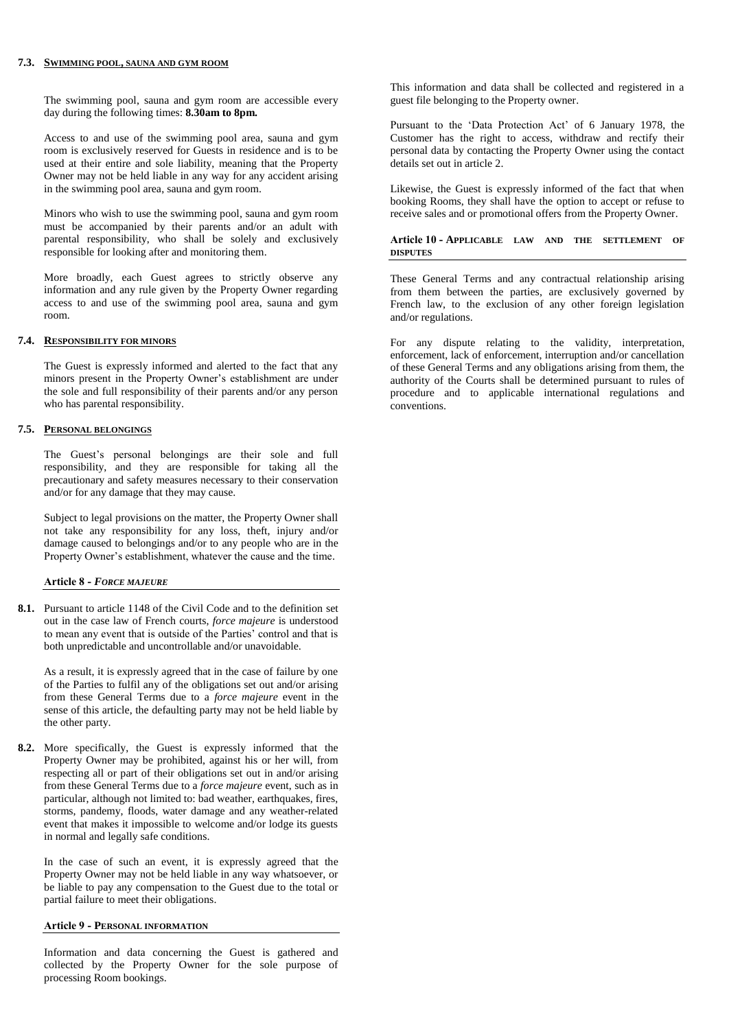### 7.3. SWIMMING POOL, SAUNA AND GYM ROOM

The swimming pool, sauna and gym room are accessible every day during the following times: **8.30am to 8pm.**

Access to and use of the swimming pool area, sauna and gym room is exclusively reserved for Guests in residence and is to be used at their entire and sole liability, meaning that the Property Owner may not be held liable in any way for any accident arising in the swimming pool area, sauna and gym room.

Minors who wish to use the swimming pool, sauna and gym room must be accompanied by their parents and/or an adult with parental responsibility, who shall be solely and exclusively responsible for looking after and monitoring them.

More broadly, each Guest agrees to strictly observe any information and any rule given by the Property Owner regarding access to and use of the swimming pool area, sauna and gym room.

### 7.4. RESPONSIBILITY FOR MINORS

The Guest is expressly informed and alerted to the fact that any minors present in the Property Owner's establishment are under the sole and full responsibility of their parents and/or any person who has parental responsibility.

### 7.5. PERSONAL BELONGINGS

The Guest's personal belongings are their sole and full responsibility, and they are responsible for taking all the precautionary and safety measures necessary to their conservation and/or for any damage that they may cause.

Subject to legal provisions on the matter, the Property Owner shall not take any responsibility for any loss, theft, injury and/or damage caused to belongings and/or to any people who are in the Property Owner's establishment, whatever the cause and the time.

## Article 8 - *FORCE MAJEURE*

**8.1.** Pursuant to article 1148 of the Civil Code and to the definition set out in the case law of French courts, *force majeure* is understood to mean any event that is outside of the Parties' control and that is both unpredictable and uncontrollable and/or unavoidable.

As a result, it is expressly agreed that in the case of failure by one of the Parties to fulfil any of the obligations set out and/or arising from these General Terms due to a *force majeure* event in the sense of this article, the defaulting party may not be held liable by the other party.

**8.2.** More specifically, the Guest is expressly informed that the Property Owner may be prohibited, against his or her will, from respecting all or part of their obligations set out in and/or arising from these General Terms due to a *force majeure* event, such as in particular, although not limited to: bad weather, earthquakes, fires, storms, pandemy, floods, water damage and any weather-related event that makes it impossible to welcome and/or lodge its guests in normal and legally safe conditions.

In the case of such an event, it is expressly agreed that the Property Owner may not be held liable in any way whatsoever, or be liable to pay any compensation to the Guest due to the total or partial failure to meet their obligations.

## Article 9 - PERSONAL INFORMATION

Information and data concerning the Guest is gathered and collected by the Property Owner for the sole purpose of processing Room bookings.

This information and data shall be collected and registered in a guest file belonging to the Property owner.

Pursuant to the 'Data Protection Act' of 6 January 1978, the Customer has the right to access, withdraw and rectify their personal data by contacting the Property Owner using the contact details set out in article 2.

Likewise, the Guest is expressly informed of the fact that when booking Rooms, they shall have the option to accept or refuse to receive sales and or promotional offers from the Property Owner.

## Article 10 - APPLICABLE LAW AND THE SETTLEMENT OF DISPUTES

These General Terms and any contractual relationship arising from them between the parties, are exclusively governed by French law, to the exclusion of any other foreign legislation and/or regulations.

For any dispute relating to the validity, interpretation, enforcement, lack of enforcement, interruption and/or cancellation of these General Terms and any obligations arising from them, the authority of the Courts shall be determined pursuant to rules of procedure and to applicable international regulations and conventions.